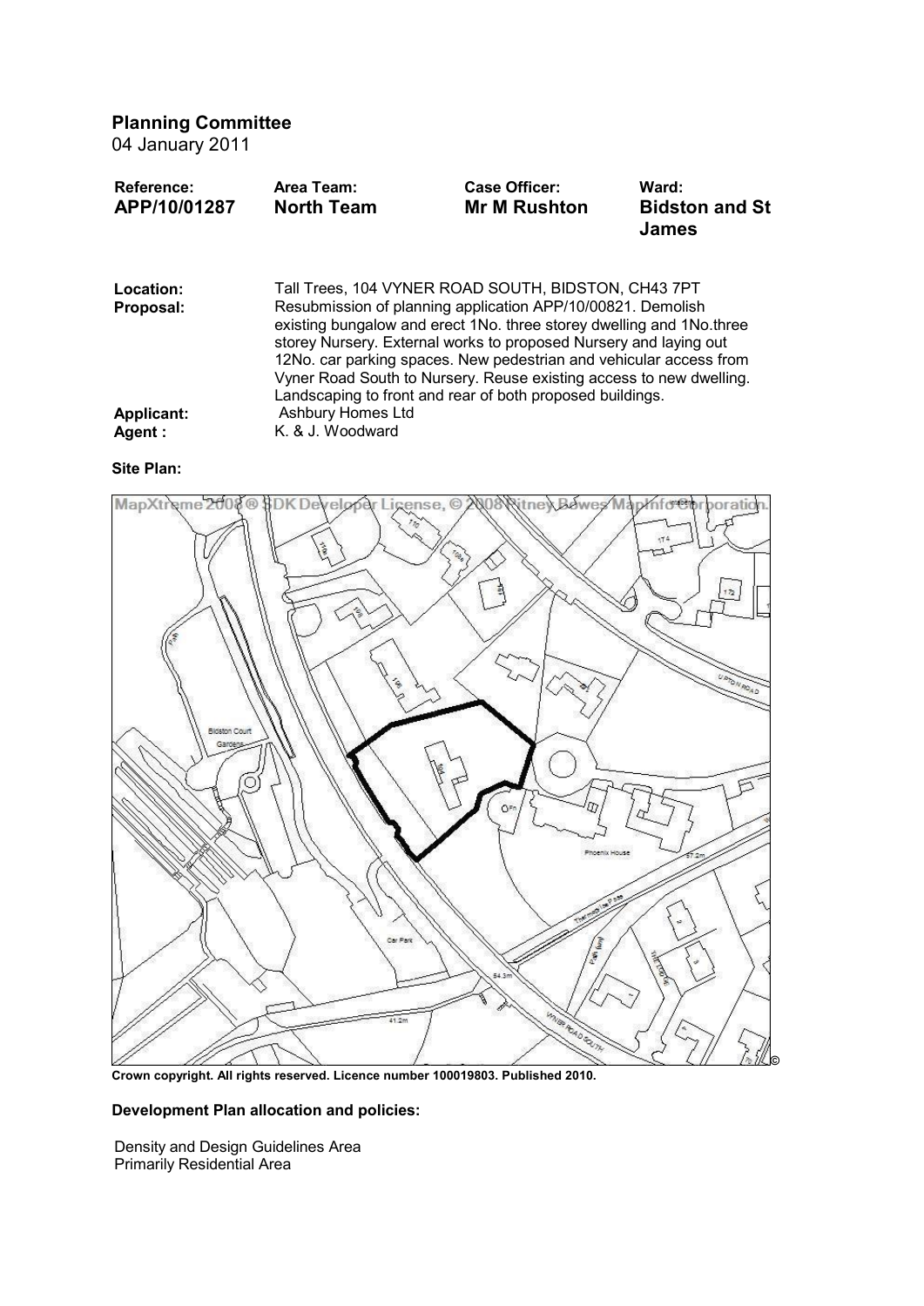## Planning Committee

04 January 2011

| Reference: | Area Team: | Case Officer: | Ward: |
|---|---|---|---|
| **APP/10/01287** | **North Team** | **Mr M Rushton** | **Bidston and St James** |

**Location:** Tall Trees, 104 VYNER ROAD SOUTH, BIDSTON, CH43 7PT

**Proposal:** Resubmission of planning application APP/10/00821. Demolish existing bungalow and erect 1No. three storey dwelling and 1No.three storey Nursery. External works to proposed Nursery and laying out 12No. car parking spaces. New pedestrian and vehicular access from Vyner Road South to Nursery. Reuse existing access to new dwelling. Landscaping to front and rear of both proposed buildings.

**Applicant:** Ashbury Homes Ltd

**Agent :** K. & J. Woodward

**Site Plan:**

**Crown copyright. All rights reserved. Licence number 100019803. Published 2010.**

**Development Plan allocation and policies:**

Density and Design Guidelines Area
Primarily Residential Area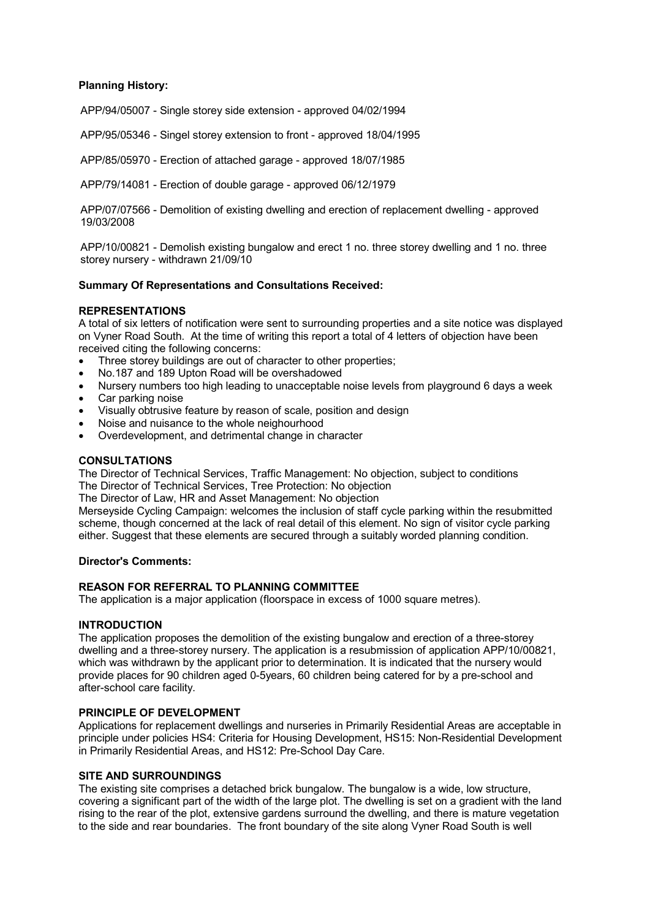**Planning History:**

APP/94/05007 - Single storey side extension - approved 04/02/1994

APP/95/05346 - Singel storey extension to front - approved 18/04/1995

APP/85/05970 - Erection of attached garage - approved 18/07/1985

APP/79/14081 - Erection of double garage - approved 06/12/1979

APP/07/07566 - Demolition of existing dwelling and erection of replacement dwelling - approved 19/03/2008

APP/10/00821 - Demolish existing bungalow and erect 1 no. three storey dwelling and 1 no. three storey nursery - withdrawn 21/09/10

**Summary Of Representations and Consultations Received:**

**REPRESENTATIONS**

A total of six letters of notification were sent to surrounding properties and a site notice was displayed on Vyner Road South. At the time of writing this report a total of 4 letters of objection have been received citing the following concerns:

- Three storey buildings are out of character to other properties;
- No.187 and 189 Upton Road will be overshadowed
- Nursery numbers too high leading to unacceptable noise levels from playground 6 days a week
- Car parking noise
- Visually obtrusive feature by reason of scale, position and design
- Noise and nuisance to the whole neighourhood
- Overdevelopment, and detrimental change in character

**CONSULTATIONS**

The Director of Technical Services, Traffic Management: No objection, subject to conditions
The Director of Technical Services, Tree Protection: No objection
The Director of Law, HR and Asset Management: No objection
Merseyside Cycling Campaign: welcomes the inclusion of staff cycle parking within the resubmitted scheme, though concerned at the lack of real detail of this element. No sign of visitor cycle parking either. Suggest that these elements are secured through a suitably worded planning condition.

**Director's Comments:**

**REASON FOR REFERRAL TO PLANNING COMMITTEE**

The application is a major application (floorspace in excess of 1000 square metres).

**INTRODUCTION**

The application proposes the demolition of the existing bungalow and erection of a three-storey dwelling and a three-storey nursery. The application is a resubmission of application APP/10/00821, which was withdrawn by the applicant prior to determination. It is indicated that the nursery would provide places for 90 children aged 0-5years, 60 children being catered for by a pre-school and after-school care facility.

**PRINCIPLE OF DEVELOPMENT**

Applications for replacement dwellings and nurseries in Primarily Residential Areas are acceptable in principle under policies HS4: Criteria for Housing Development, HS15: Non-Residential Development in Primarily Residential Areas, and HS12: Pre-School Day Care.

**SITE AND SURROUNDINGS**

The existing site comprises a detached brick bungalow. The bungalow is a wide, low structure, covering a significant part of the width of the large plot. The dwelling is set on a gradient with the land rising to the rear of the plot, extensive gardens surround the dwelling, and there is mature vegetation to the side and rear boundaries. The front boundary of the site along Vyner Road South is well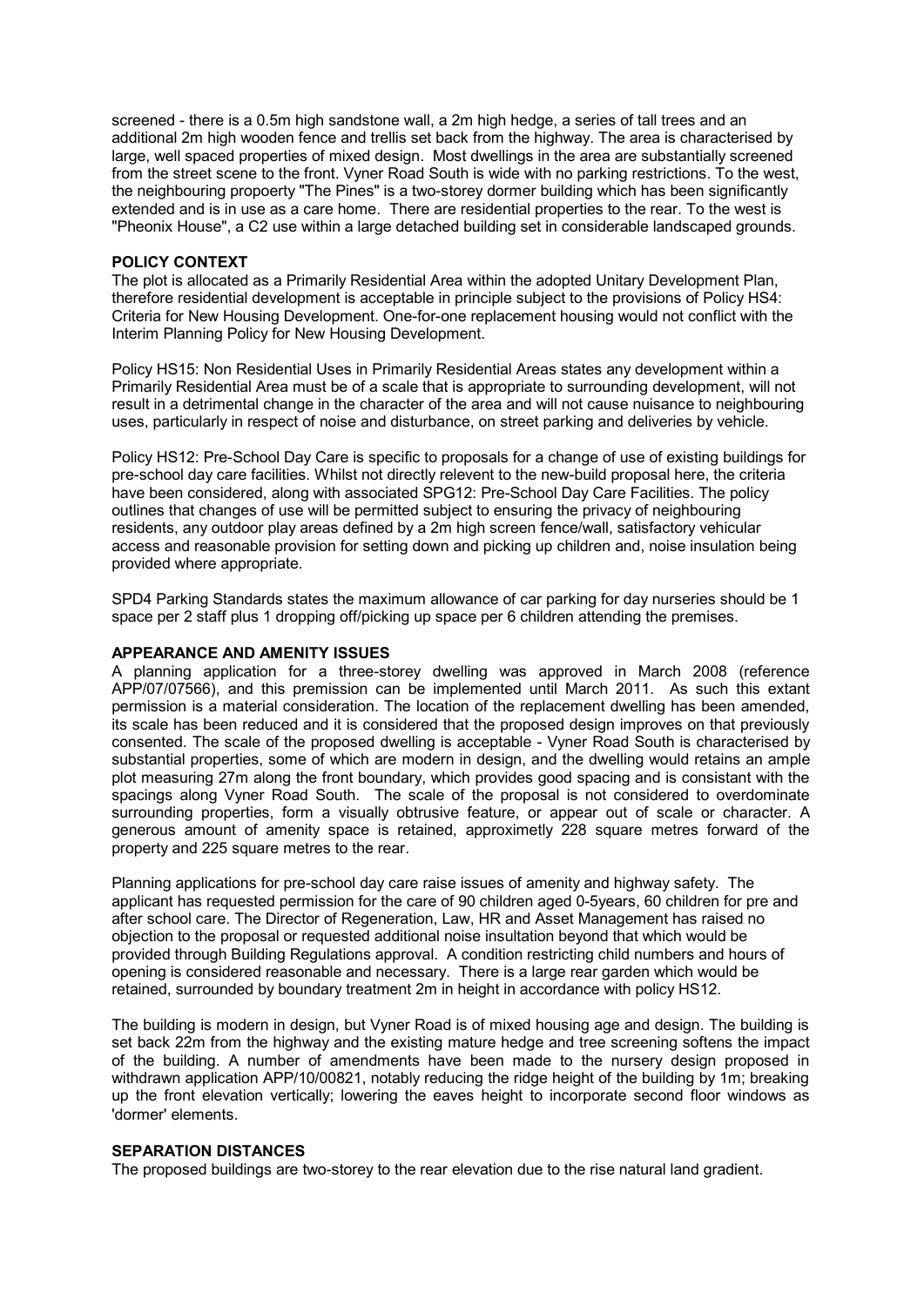screened - there is a 0.5m high sandstone wall, a 2m high hedge, a series of tall trees and an additional 2m high wooden fence and trellis set back from the highway. The area is characterised by large, well spaced properties of mixed design. Most dwellings in the area are substantially screened from the street scene to the front. Vyner Road South is wide with no parking restrictions. To the west, the neighbouring propoerty "The Pines" is a two-storey dormer building which has been significantly extended and is in use as a care home. There are residential properties to the rear. To the west is "Pheonix House", a C2 use within a large detached building set in considerable landscaped grounds.

**POLICY CONTEXT**

The plot is allocated as a Primarily Residential Area within the adopted Unitary Development Plan, therefore residential development is acceptable in principle subject to the provisions of Policy HS4: Criteria for New Housing Development. One-for-one replacement housing would not conflict with the Interim Planning Policy for New Housing Development.

Policy HS15: Non Residential Uses in Primarily Residential Areas states any development within a Primarily Residential Area must be of a scale that is appropriate to surrounding development, will not result in a detrimental change in the character of the area and will not cause nuisance to neighbouring uses, particularly in respect of noise and disturbance, on street parking and deliveries by vehicle.

Policy HS12: Pre-School Day Care is specific to proposals for a change of use of existing buildings for pre-school day care facilities. Whilst not directly relevent to the new-build proposal here, the criteria have been considered, along with associated SPG12: Pre-School Day Care Facilities. The policy outlines that changes of use will be permitted subject to ensuring the privacy of neighbouring residents, any outdoor play areas defined by a 2m high screen fence/wall, satisfactory vehicular access and reasonable provision for setting down and picking up children and, noise insulation being provided where appropriate.

SPD4 Parking Standards states the maximum allowance of car parking for day nurseries should be 1 space per 2 staff plus 1 dropping off/picking up space per 6 children attending the premises.

**APPEARANCE AND AMENITY ISSUES**

A planning application for a three-storey dwelling was approved in March 2008 (reference APP/07/07566), and this premission can be implemented until March 2011. As such this extant permission is a material consideration. The location of the replacement dwelling has been amended, its scale has been reduced and it is considered that the proposed design improves on that previously consented. The scale of the proposed dwelling is acceptable - Vyner Road South is characterised by substantial properties, some of which are modern in design, and the dwelling would retains an ample plot measuring 27m along the front boundary, which provides good spacing and is consistant with the spacings along Vyner Road South. The scale of the proposal is not considered to overdominate surrounding properties, form a visually obtrusive feature, or appear out of scale or character. A generous amount of amenity space is retained, approximetly 228 square metres forward of the property and 225 square metres to the rear.

Planning applications for pre-school day care raise issues of amenity and highway safety. The applicant has requested permission for the care of 90 children aged 0-5years, 60 children for pre and after school care. The Director of Regeneration, Law, HR and Asset Management has raised no objection to the proposal or requested additional noise insultation beyond that which would be provided through Building Regulations approval. A condition restricting child numbers and hours of opening is considered reasonable and necessary. There is a large rear garden which would be retained, surrounded by boundary treatment 2m in height in accordance with policy HS12.

The building is modern in design, but Vyner Road is of mixed housing age and design. The building is set back 22m from the highway and the existing mature hedge and tree screening softens the impact of the building. A number of amendments have been made to the nursery design proposed in withdrawn application APP/10/00821, notably reducing the ridge height of the building by 1m; breaking up the front elevation vertically; lowering the eaves height to incorporate second floor windows as 'dormer' elements.

**SEPARATION DISTANCES**

The proposed buildings are two-storey to the rear elevation due to the rise natural land gradient.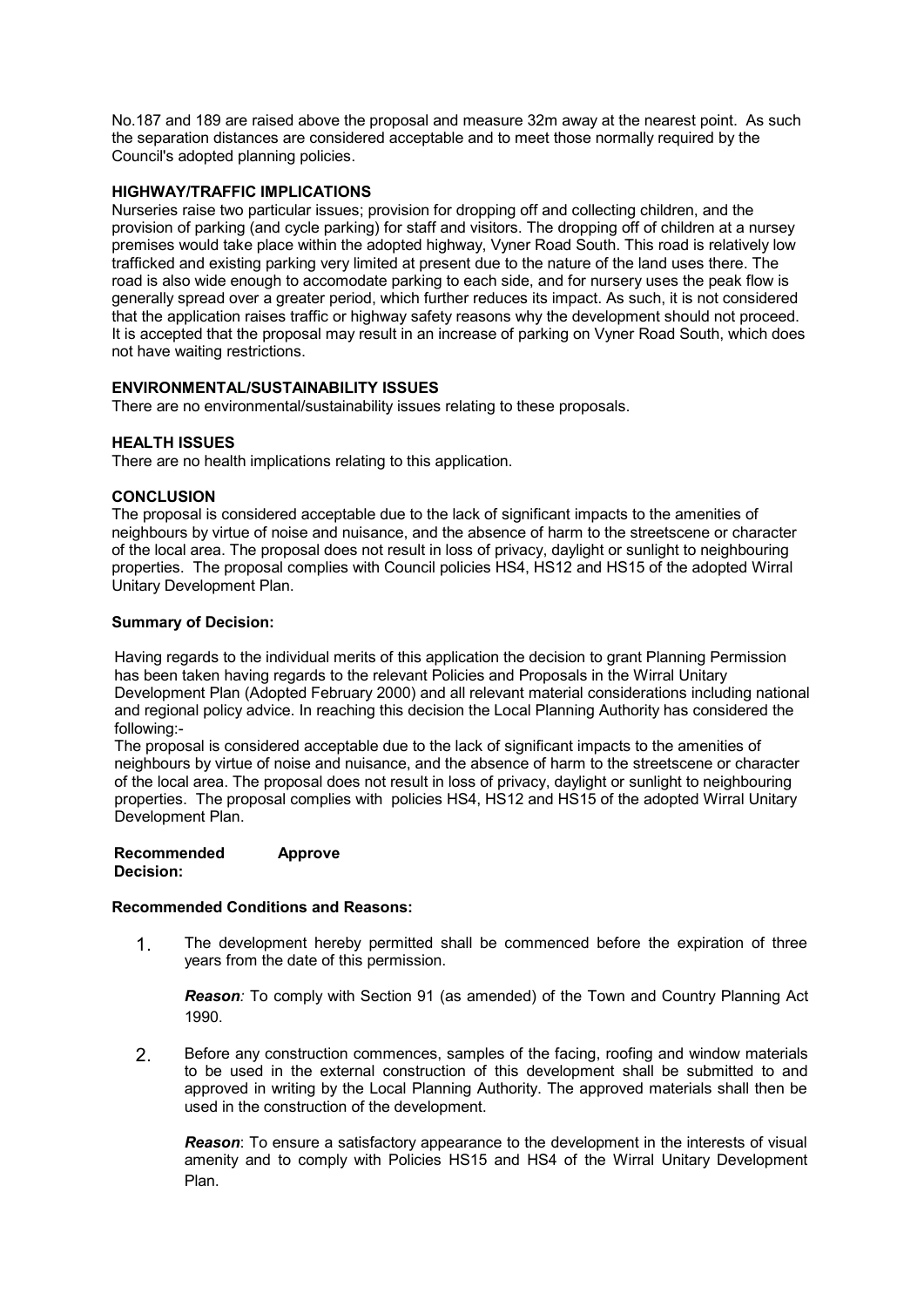No.187 and 189 are raised above the proposal and measure 32m away at the nearest point. As such the separation distances are considered acceptable and to meet those normally required by the Council's adopted planning policies.

**HIGHWAY/TRAFFIC IMPLICATIONS**

Nurseries raise two particular issues; provision for dropping off and collecting children, and the provision of parking (and cycle parking) for staff and visitors. The dropping off of children at a nursey premises would take place within the adopted highway, Vyner Road South. This road is relatively low trafficked and existing parking very limited at present due to the nature of the land uses there. The road is also wide enough to accomodate parking to each side, and for nursery uses the peak flow is generally spread over a greater period, which further reduces its impact. As such, it is not considered that the application raises traffic or highway safety reasons why the development should not proceed. It is accepted that the proposal may result in an increase of parking on Vyner Road South, which does not have waiting restrictions.

**ENVIRONMENTAL/SUSTAINABILITY ISSUES**

There are no environmental/sustainability issues relating to these proposals.

**HEALTH ISSUES**

There are no health implications relating to this application.

**CONCLUSION**

The proposal is considered acceptable due to the lack of significant impacts to the amenities of neighbours by virtue of noise and nuisance, and the absence of harm to the streetscene or character of the local area. The proposal does not result in loss of privacy, daylight or sunlight to neighbouring properties. The proposal complies with Council policies HS4, HS12 and HS15 of the adopted Wirral Unitary Development Plan.

**Summary of Decision:**

Having regards to the individual merits of this application the decision to grant Planning Permission has been taken having regards to the relevant Policies and Proposals in the Wirral Unitary Development Plan (Adopted February 2000) and all relevant material considerations including national and regional policy advice. In reaching this decision the Local Planning Authority has considered the following:-

The proposal is considered acceptable due to the lack of significant impacts to the amenities of neighbours by virtue of noise and nuisance, and the absence of harm to the streetscene or character of the local area. The proposal does not result in loss of privacy, daylight or sunlight to neighbouring properties. The proposal complies with policies HS4, HS12 and HS15 of the adopted Wirral Unitary Development Plan.

**Recommended Decision:** **Approve**

**Recommended Conditions and Reasons:**

1. The development hereby permitted shall be commenced before the expiration of three years from the date of this permission.

   ***Reason**:* To comply with Section 91 (as amended) of the Town and Country Planning Act 1990.

2. Before any construction commences, samples of the facing, roofing and window materials to be used in the external construction of this development shall be submitted to and approved in writing by the Local Planning Authority. The approved materials shall then be used in the construction of the development.

   ***Reason***: To ensure a satisfactory appearance to the development in the interests of visual amenity and to comply with Policies HS15 and HS4 of the Wirral Unitary Development Plan.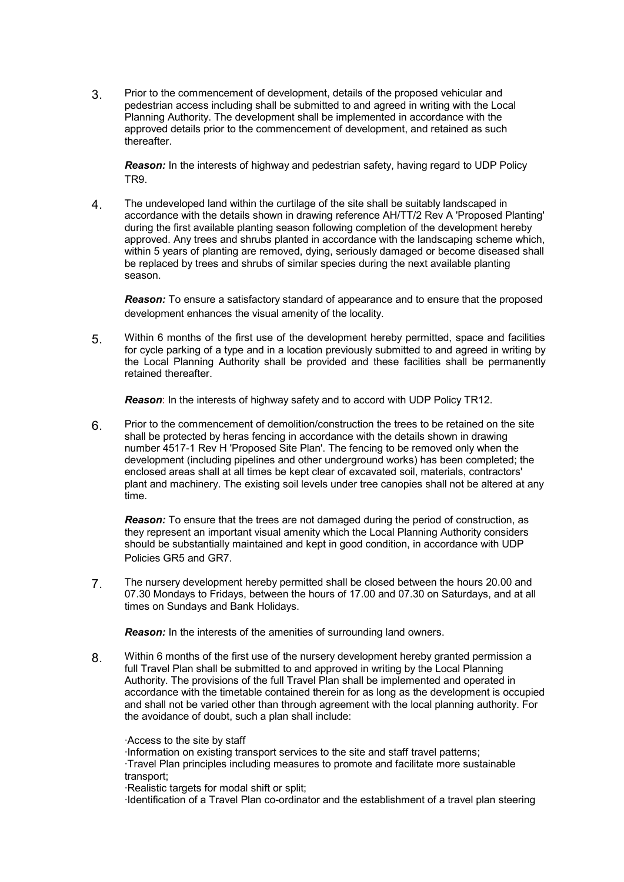3. Prior to the commencement of development, details of the proposed vehicular and pedestrian access including shall be submitted to and agreed in writing with the Local Planning Authority. The development shall be implemented in accordance with the approved details prior to the commencement of development, and retained as such thereafter.

   ***Reason:*** In the interests of highway and pedestrian safety, having regard to UDP Policy TR9.

4. The undeveloped land within the curtilage of the site shall be suitably landscaped in accordance with the details shown in drawing reference AH/TT/2 Rev A 'Proposed Planting' during the first available planting season following completion of the development hereby approved. Any trees and shrubs planted in accordance with the landscaping scheme which, within 5 years of planting are removed, dying, seriously damaged or become diseased shall be replaced by trees and shrubs of similar species during the next available planting season.

   ***Reason:*** To ensure a satisfactory standard of appearance and to ensure that the proposed development enhances the visual amenity of the locality.

5. Within 6 months of the first use of the development hereby permitted, space and facilities for cycle parking of a type and in a location previously submitted to and agreed in writing by the Local Planning Authority shall be provided and these facilities shall be permanently retained thereafter.

   ***Reason***: In the interests of highway safety and to accord with UDP Policy TR12.

6. Prior to the commencement of demolition/construction the trees to be retained on the site shall be protected by heras fencing in accordance with the details shown in drawing number 4517-1 Rev H 'Proposed Site Plan'. The fencing to be removed only when the development (including pipelines and other underground works) has been completed; the enclosed areas shall at all times be kept clear of excavated soil, materials, contractors' plant and machinery. The existing soil levels under tree canopies shall not be altered at any time.

   ***Reason:*** To ensure that the trees are not damaged during the period of construction, as they represent an important visual amenity which the Local Planning Authority considers should be substantially maintained and kept in good condition, in accordance with UDP Policies GR5 and GR7.

7. The nursery development hereby permitted shall be closed between the hours 20.00 and 07.30 Mondays to Fridays, between the hours of 17.00 and 07.30 on Saturdays, and at all times on Sundays and Bank Holidays.

   ***Reason:*** In the interests of the amenities of surrounding land owners.

8. Within 6 months of the first use of the nursery development hereby granted permission a full Travel Plan shall be submitted to and approved in writing by the Local Planning Authority. The provisions of the full Travel Plan shall be implemented and operated in accordance with the timetable contained therein for as long as the development is occupied and shall not be varied other than through agreement with the local planning authority. For the avoidance of doubt, such a plan shall include:

   ·Access to the site by staff
   ·Information on existing transport services to the site and staff travel patterns;
   ·Travel Plan principles including measures to promote and facilitate more sustainable transport;
   ·Realistic targets for modal shift or split;
   ·Identification of a Travel Plan co-ordinator and the establishment of a travel plan steering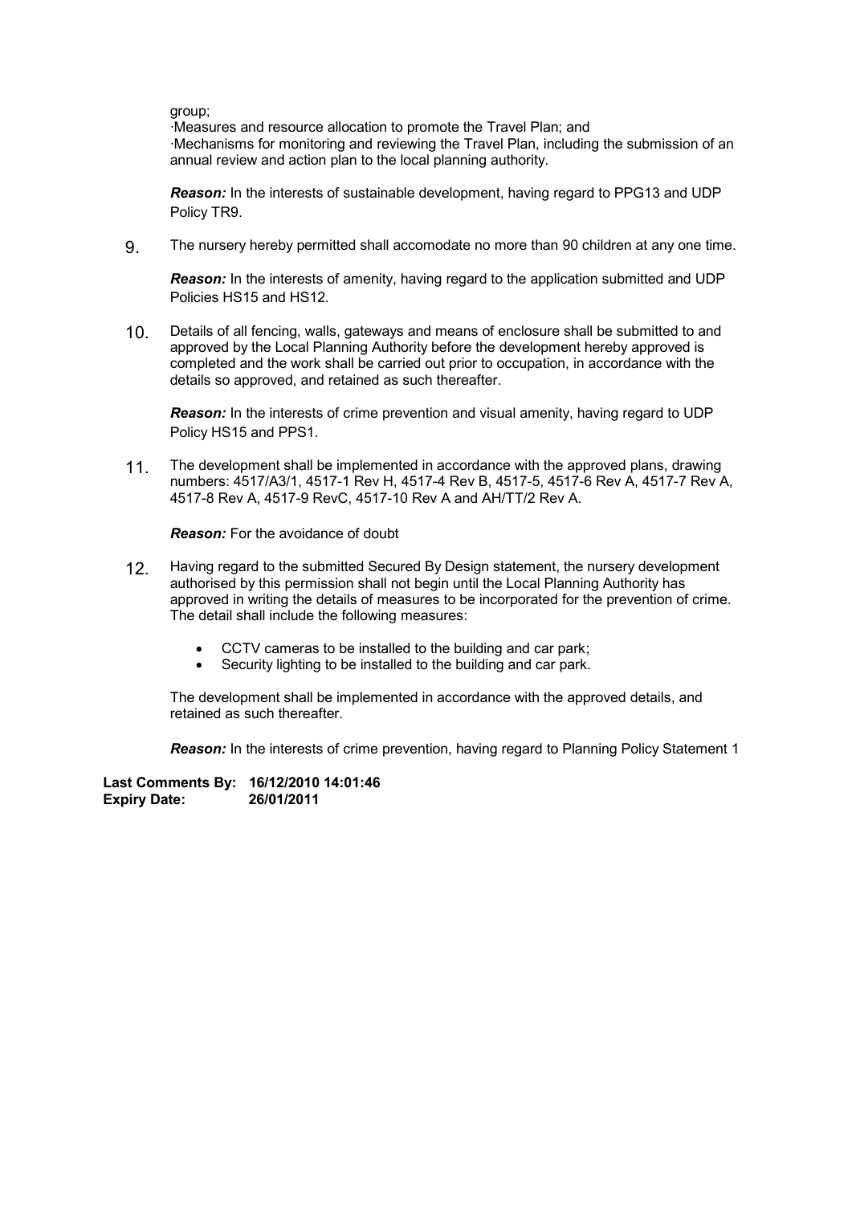group;
·Measures and resource allocation to promote the Travel Plan; and
·Mechanisms for monitoring and reviewing the Travel Plan, including the submission of an annual review and action plan to the local planning authority.

***Reason:*** In the interests of sustainable development, having regard to PPG13 and UDP Policy TR9.

9. The nursery hereby permitted shall accomodate no more than 90 children at any one time.

   ***Reason:*** In the interests of amenity, having regard to the application submitted and UDP Policies HS15 and HS12.

10. Details of all fencing, walls, gateways and means of enclosure shall be submitted to and approved by the Local Planning Authority before the development hereby approved is completed and the work shall be carried out prior to occupation, in accordance with the details so approved, and retained as such thereafter.

    ***Reason:*** In the interests of crime prevention and visual amenity, having regard to UDP Policy HS15 and PPS1.

11. The development shall be implemented in accordance with the approved plans, drawing numbers: 4517/A3/1, 4517-1 Rev H, 4517-4 Rev B, 4517-5, 4517-6 Rev A, 4517-7 Rev A, 4517-8 Rev A, 4517-9 RevC, 4517-10 Rev A and AH/TT/2 Rev A.

    ***Reason:*** For the avoidance of doubt

12. Having regard to the submitted Secured By Design statement, the nursery development authorised by this permission shall not begin until the Local Planning Authority has approved in writing the details of measures to be incorporated for the prevention of crime. The detail shall include the following measures:

    - CCTV cameras to be installed to the building and car park;
    - Security lighting to be installed to the building and car park.

    The development shall be implemented in accordance with the approved details, and retained as such thereafter.

    ***Reason:*** In the interests of crime prevention, having regard to Planning Policy Statement 1

**Last Comments By: 16/12/2010 14:01:46**
**Expiry Date: 26/01/2011**